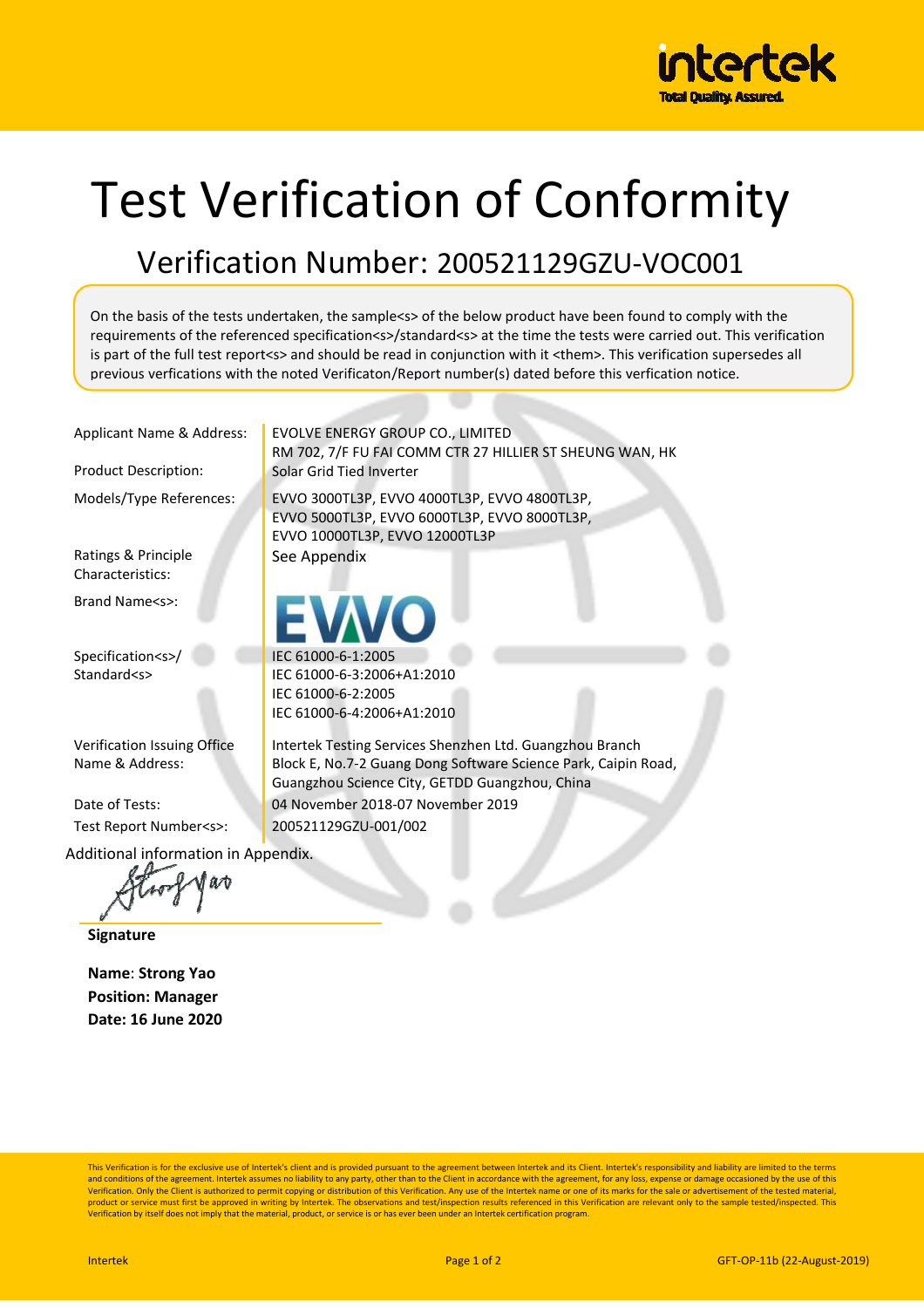# Test Verification of Conformity

## Verification Number: 200521129GZU-VOC001

On the basis of the tests undertaken, the sample<s> of the below product have been found to comply with the requirements of the referenced specification<s>/standard<s> at the time the tests were carried out. This verification is part of the full test report<s> and should be read in conjunction with it <them>. This verification supersedes all previous verfications with the noted Verificaton/Report number(s) dated before this verfication notice.

| | |
|---|---|
| Applicant Name & Address: | EVOLVE ENERGY GROUP CO., LIMITED<br>RM 702, 7/F FU FAI COMM CTR 27 HILLIER ST SHEUNG WAN, HK |
| Product Description: | Solar Grid Tied Inverter |
| Models/Type References: | EVVO 3000TL3P, EVVO 4000TL3P, EVVO 4800TL3P, EVVO 5000TL3P, EVVO 6000TL3P, EVVO 8000TL3P, EVVO 10000TL3P, EVVO 12000TL3P |
| Ratings & Principle Characteristics: | See Appendix |
| Brand Name<s>: | EVVO |
| Specification<s>/ Standard<s> | IEC 61000-6-1:2005<br>IEC 61000-6-3:2006+A1:2010<br>IEC 61000-6-2:2005<br>IEC 61000-6-4:2006+A1:2010 |
| Verification Issuing Office Name & Address: | Intertek Testing Services Shenzhen Ltd. Guangzhou Branch<br>Block E, No.7-2 Guang Dong Software Science Park, Caipin Road, Guangzhou Science City, GETDD Guangzhou, China |
| Date of Tests: | 04 November 2018-07 November 2019 |
| Test Report Number<s>: | 200521129GZU-001/002 |

Additional information in Appendix.

**Signature**

**Name**: **Strong Yao**
**Position: Manager**
**Date: 16 June 2020**

This Verification is for the exclusive use of Intertek's client and is provided pursuant to the agreement between Intertek and its Client. Intertek's responsibility and liability are limited to the terms and conditions of the agreement. Intertek assumes no liability to any party, other than to the Client in accordance with the agreement, for any loss, expense or damage occasioned by the use of this Verification. Only the Client is authorized to permit copying or distribution of this Verification. Any use of the Intertek name or one of its marks for the sale or advertisement of the tested material, product or service must first be approved in writing by Intertek. The observations and test/inspection results referenced in this Verification are relevant only to the sample tested/inspected. This Verification by itself does not imply that the material, product, or service is or has ever been under an Intertek certification program.

GFT-OP-11b (22-August-2019)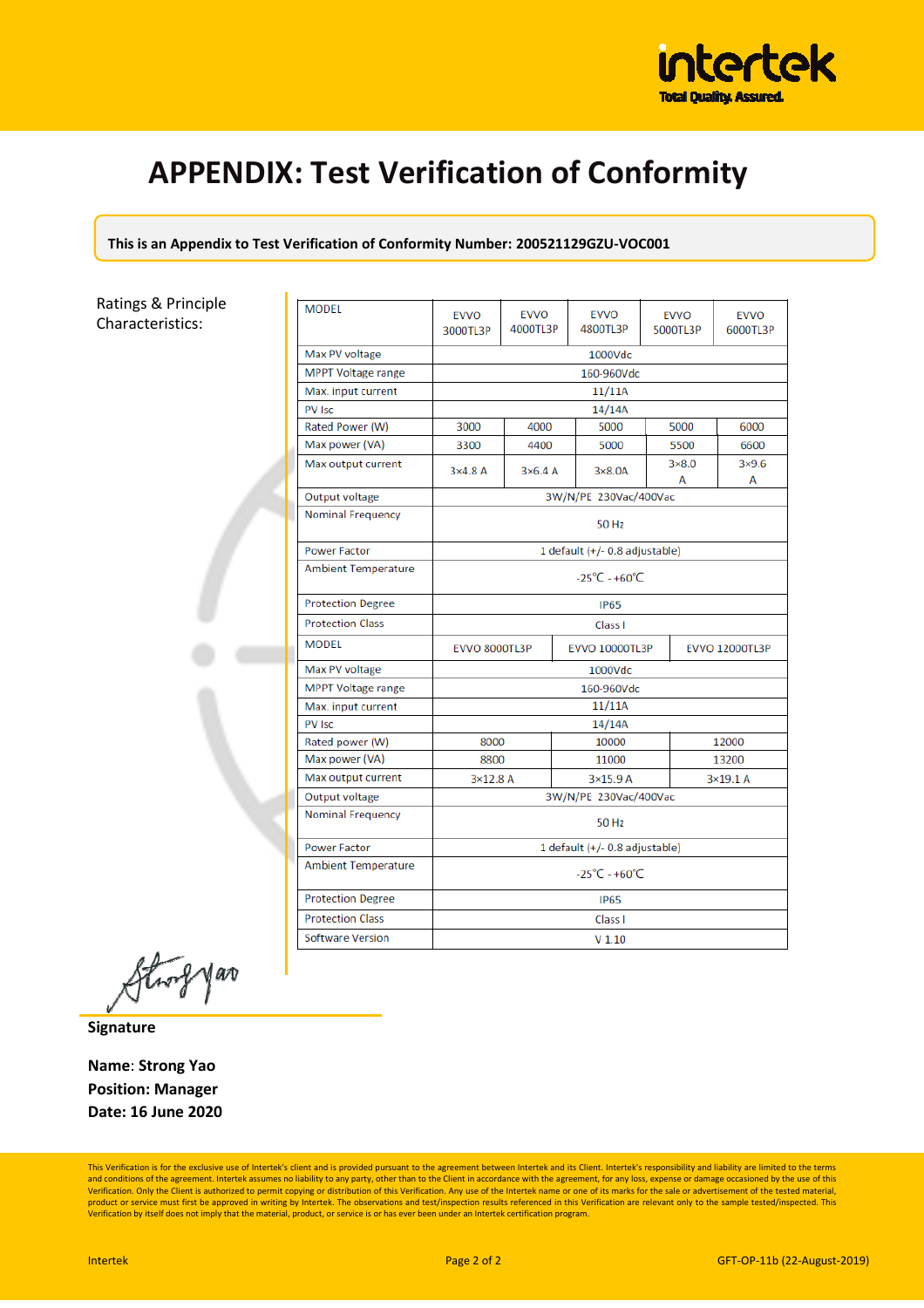# APPENDIX: Test Verification of Conformity

**This is an Appendix to Test Verification of Conformity Number: 200521129GZU-VOC001**

Ratings & Principle Characteristics:

| MODEL | EVVO 3000TL3P | EVVO 4000TL3P | EVVO 4800TL3P | EVVO 5000TL3P | EVVO 6000TL3P |
|---|---|---|---|---|---|
| Max PV voltage | 1000Vdc | | | | |
| MPPT Voltage range | 160-960Vdc | | | | |
| Max. input current | 11/11A | | | | |
| PV Isc | 14/14A | | | | |
| Rated Power (W) | 3000 | 4000 | 5000 | 5000 | 6000 |
| Max power (VA) | 3300 | 4400 | 5000 | 5500 | 6600 |
| Max output current | 3×4.8 A | 3×6.4 A | 3×8.0A | 3×8.0 A | 3×9.6 A |
| Output voltage | 3W/N/PE 230Vac/400Vac | | | | |
| Nominal Frequency | 50 Hz | | | | |
| Power Factor | 1 default (+/- 0.8 adjustable) | | | | |
| Ambient Temperature | -25℃ - +60℃ | | | | |
| Protection Degree | IP65 | | | | |
| Protection Class | Class I | | | | |

| MODEL | EVVO 8000TL3P | EVVO 10000TL3P | EVVO 12000TL3P |
|---|---|---|---|
| Max PV voltage | 1000Vdc | | |
| MPPT Voltage range | 160-960Vdc | | |
| Max. input current | 11/11A | | |
| PV Isc | 14/14A | | |
| Rated power (W) | 8000 | 10000 | 12000 |
| Max power (VA) | 8800 | 11000 | 13200 |
| Max output current | 3×12.8 A | 3×15.9 A | 3×19.1 A |
| Output voltage | 3W/N/PE 230Vac/400Vac | | |
| Nominal Frequency | 50 Hz | | |
| Power Factor | 1 default (+/- 0.8 adjustable) | | |
| Ambient Temperature | -25℃ - +60℃ | | |
| Protection Degree | IP65 | | |
| Protection Class | Class I | | |
| Software Version | V 1.10 | | |

**Signature**

**Name**: **Strong Yao**
**Position: Manager**
**Date: 16 June 2020**

This Verification is for the exclusive use of Intertek's client and is provided pursuant to the agreement between Intertek and its Client. Intertek's responsibility and liability are limited to the terms and conditions of the agreement. Intertek assumes no liability to any party, other than to the Client in accordance with the agreement, for any loss, expense or damage occasioned by the use of this Verification. Only the Client is authorized to permit copying or distribution of this Verification. Any use of the Intertek name or one of its marks for the sale or advertisement of the tested material, product or service must first be approved in writing by Intertek. The observations and test/inspection results referenced in this Verification are relevant only to the sample tested/inspected. This Verification by itself does not imply that the material, product, or service is or has ever been under an Intertek certification program.

GFT-OP-11b (22-August-2019)